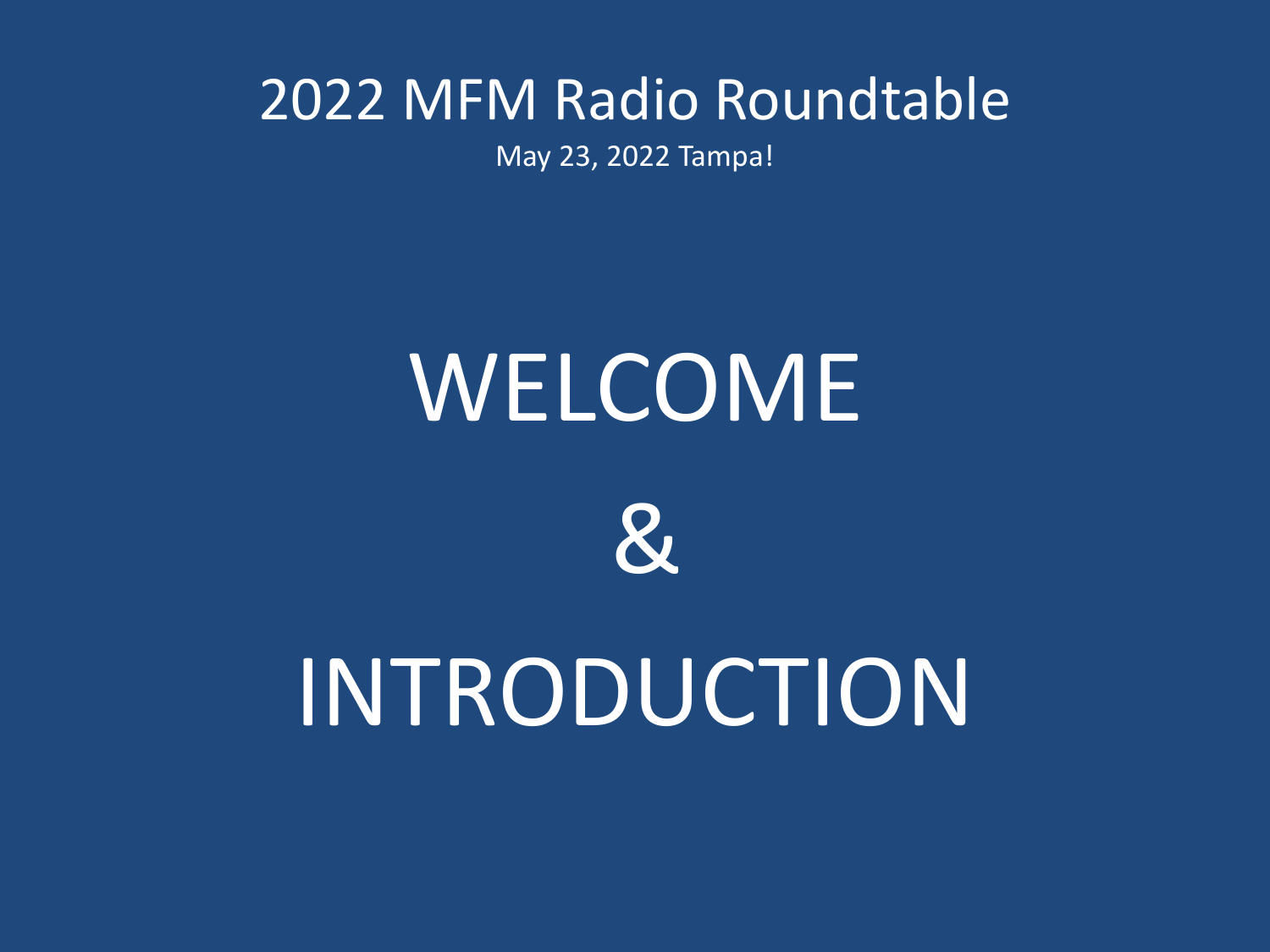# 2022 MFM Radio Roundtable

May 23, 2022 Tampa!

# WELCOME

# &

# INTRODUCTION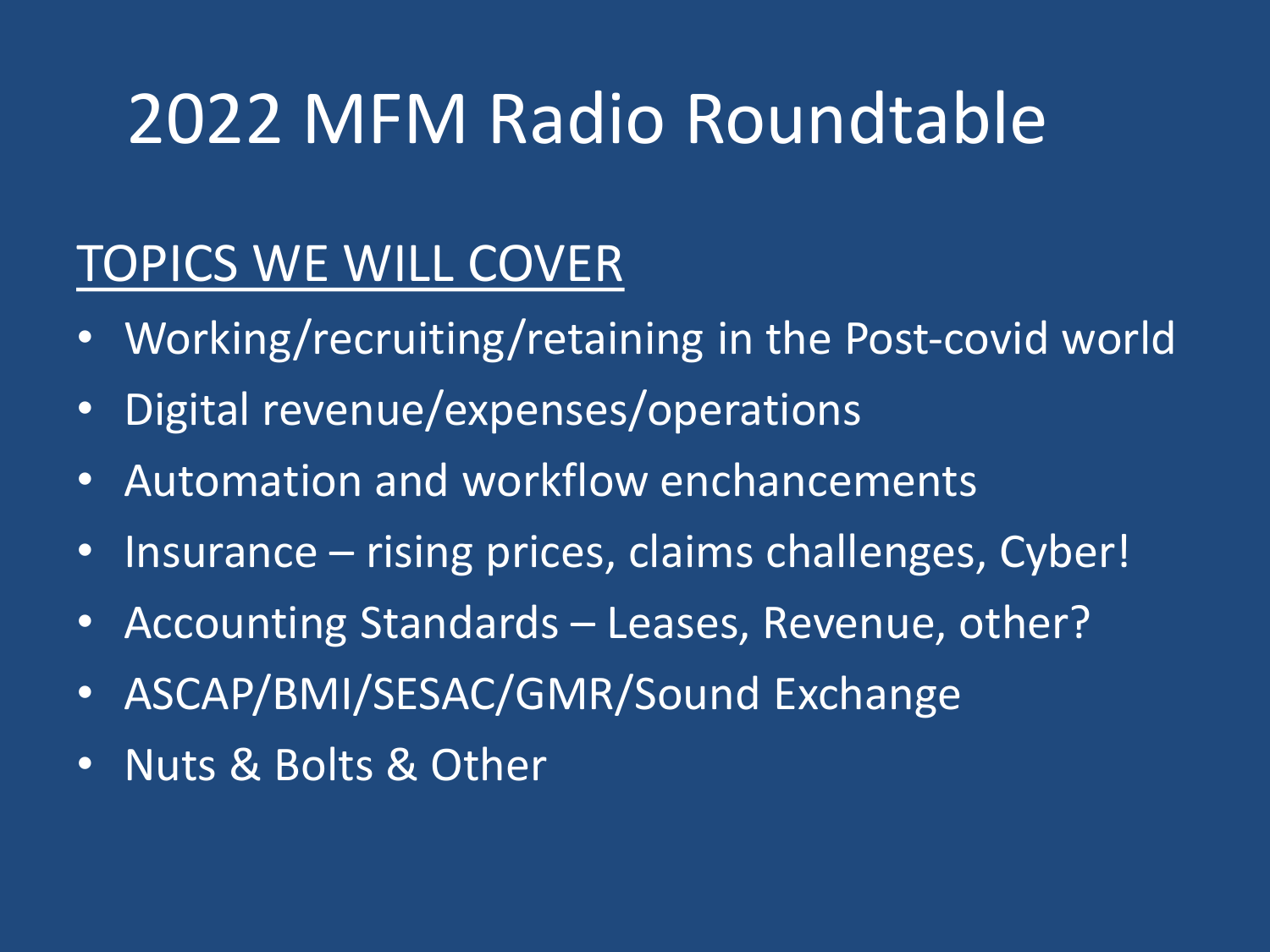# 2022 MFM Radio Roundtable

## TOPICS WE WILL COVER

- Working/recruiting/retaining in the Post-covid world
- Digital revenue/expenses/operations
- Automation and workflow enchancements
- Insurance – rising prices, claims challenges, Cyber!
- Accounting Standards – Leases, Revenue, other?
- ASCAP/BMI/SESAC/GMR/Sound Exchange
- Nuts & Bolts & Other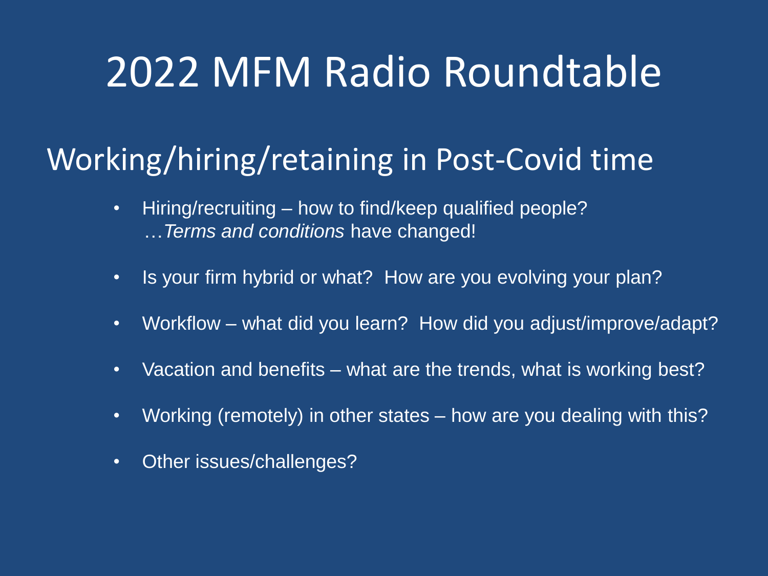# 2022 MFM Radio Roundtable

## Working/hiring/retaining in Post-Covid time

- Hiring/recruiting – how to find/keep qualified people?
  …*Terms and conditions* have changed!
- Is your firm hybrid or what? How are you evolving your plan?
- Workflow – what did you learn? How did you adjust/improve/adapt?
- Vacation and benefits – what are the trends, what is working best?
- Working (remotely) in other states – how are you dealing with this?
- Other issues/challenges?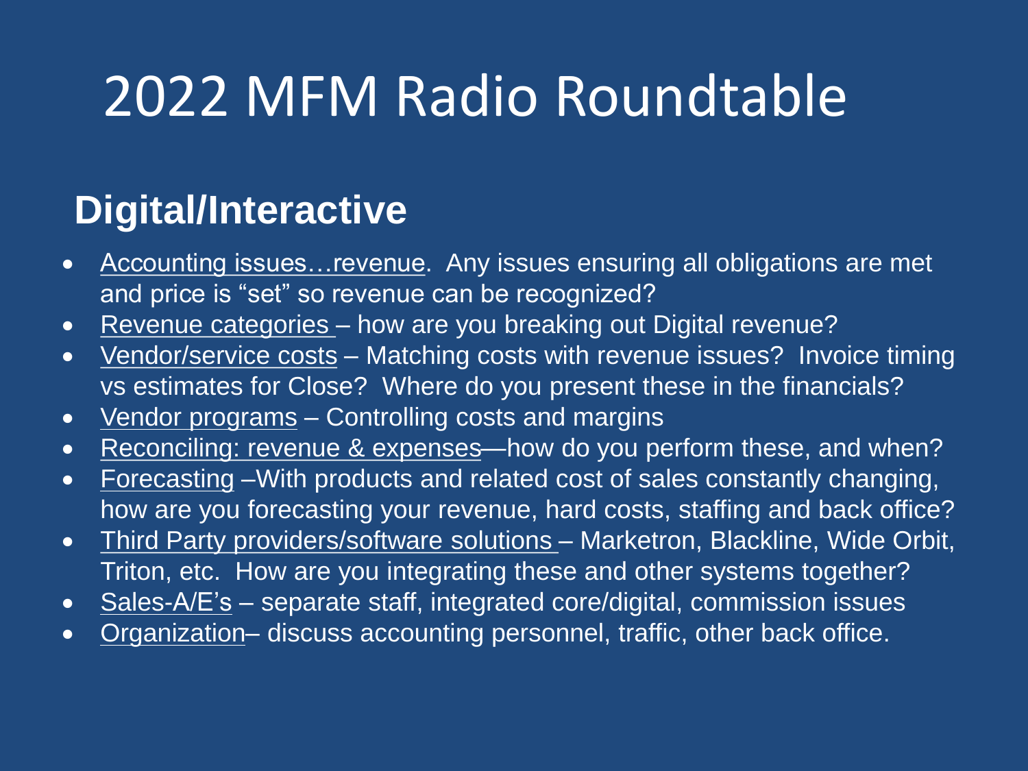# 2022 MFM Radio Roundtable

## Digital/Interactive

- Accounting issues…revenue. Any issues ensuring all obligations are met and price is "set" so revenue can be recognized?
- Revenue categories – how are you breaking out Digital revenue?
- Vendor/service costs – Matching costs with revenue issues? Invoice timing vs estimates for Close? Where do you present these in the financials?
- Vendor programs – Controlling costs and margins
- Reconciling: revenue & expenses—how do you perform these, and when?
- Forecasting –With products and related cost of sales constantly changing, how are you forecasting your revenue, hard costs, staffing and back office?
- Third Party providers/software solutions – Marketron, Blackline, Wide Orbit, Triton, etc. How are you integrating these and other systems together?
- Sales-A/E's – separate staff, integrated core/digital, commission issues
- Organization– discuss accounting personnel, traffic, other back office.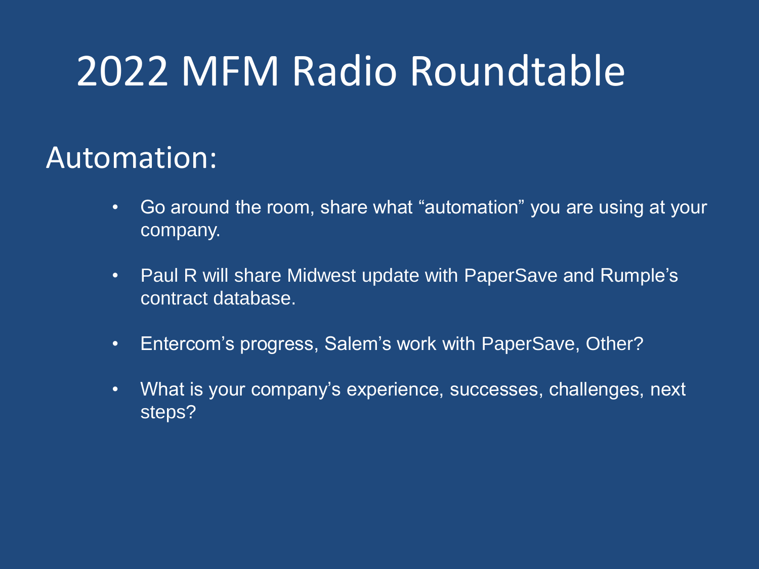# 2022 MFM Radio Roundtable

## Automation:

- Go around the room, share what "automation" you are using at your company.
- Paul R will share Midwest update with PaperSave and Rumple's contract database.
- Entercom's progress, Salem's work with PaperSave, Other?
- What is your company's experience, successes, challenges, next steps?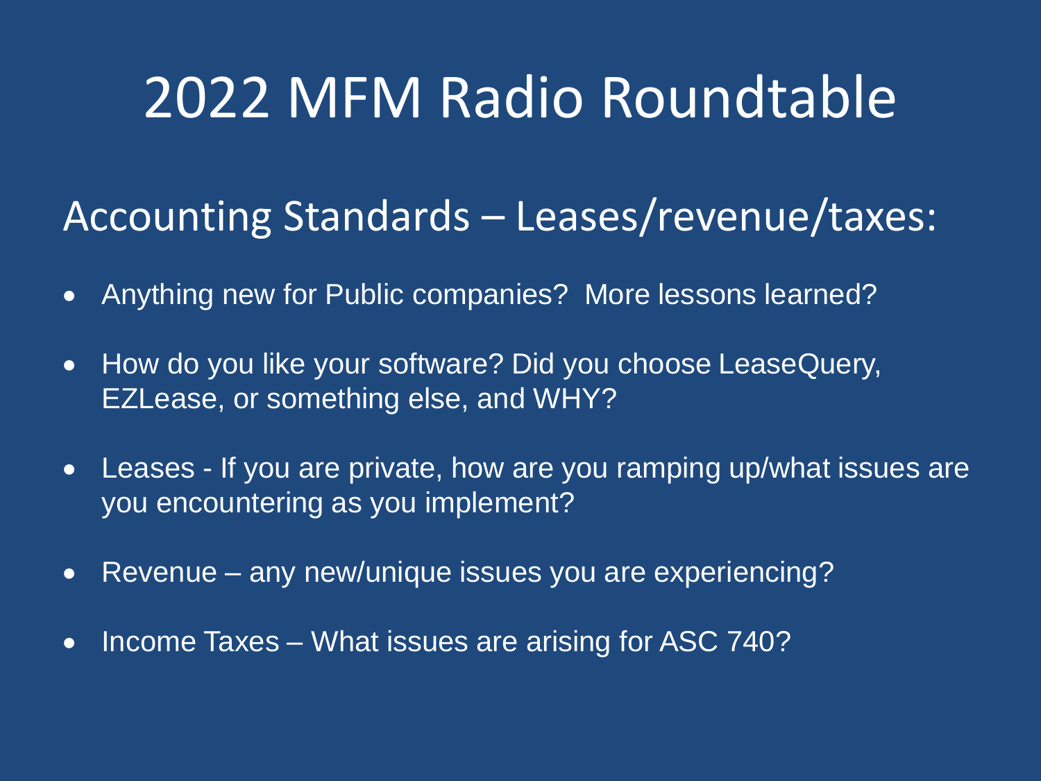# 2022 MFM Radio Roundtable

## Accounting Standards – Leases/revenue/taxes:

- Anything new for Public companies? More lessons learned?
- How do you like your software? Did you choose LeaseQuery, EZLease, or something else, and WHY?
- Leases - If you are private, how are you ramping up/what issues are you encountering as you implement?
- Revenue – any new/unique issues you are experiencing?
- Income Taxes – What issues are arising for ASC 740?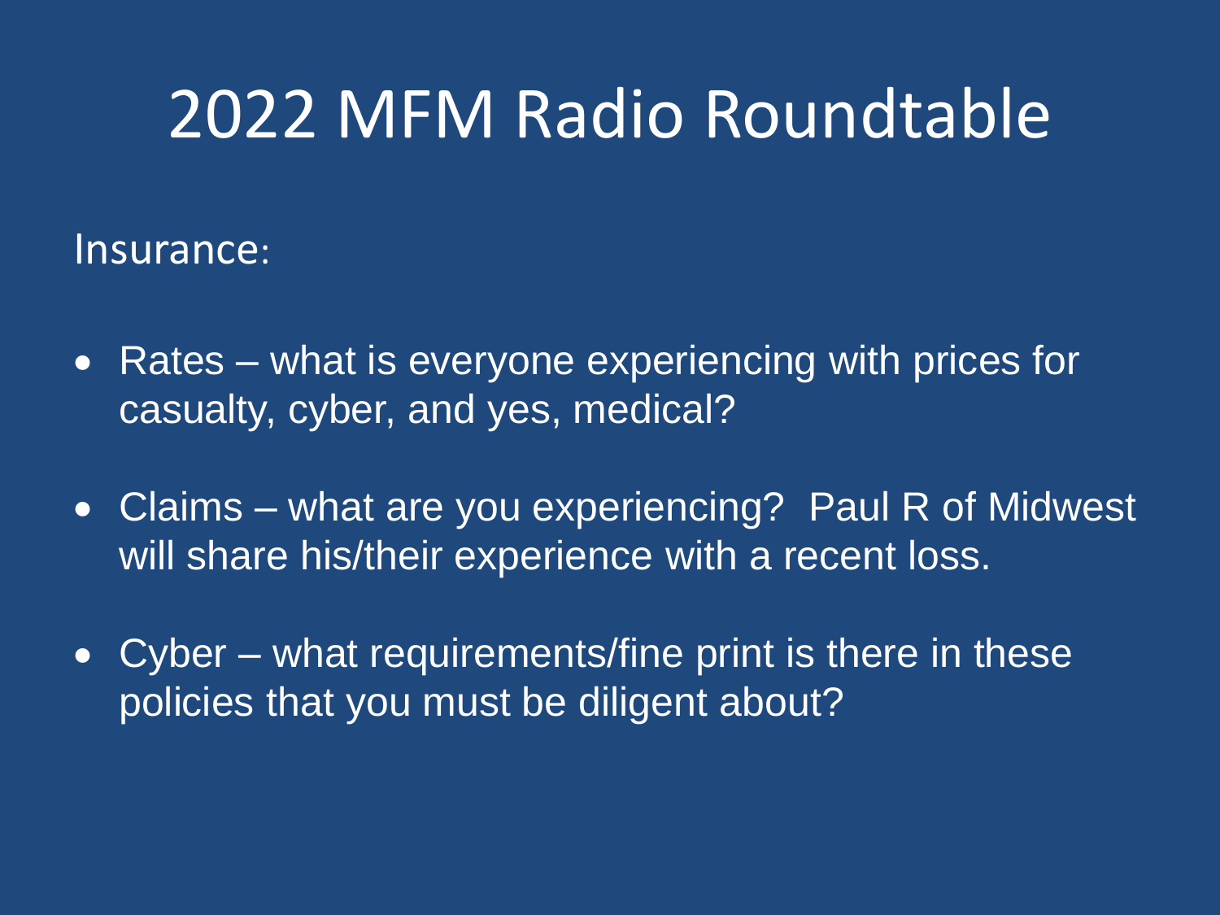# 2022 MFM Radio Roundtable

Insurance:

- Rates – what is everyone experiencing with prices for casualty, cyber, and yes, medical?
- Claims – what are you experiencing? Paul R of Midwest will share his/their experience with a recent loss.
- Cyber – what requirements/fine print is there in these policies that you must be diligent about?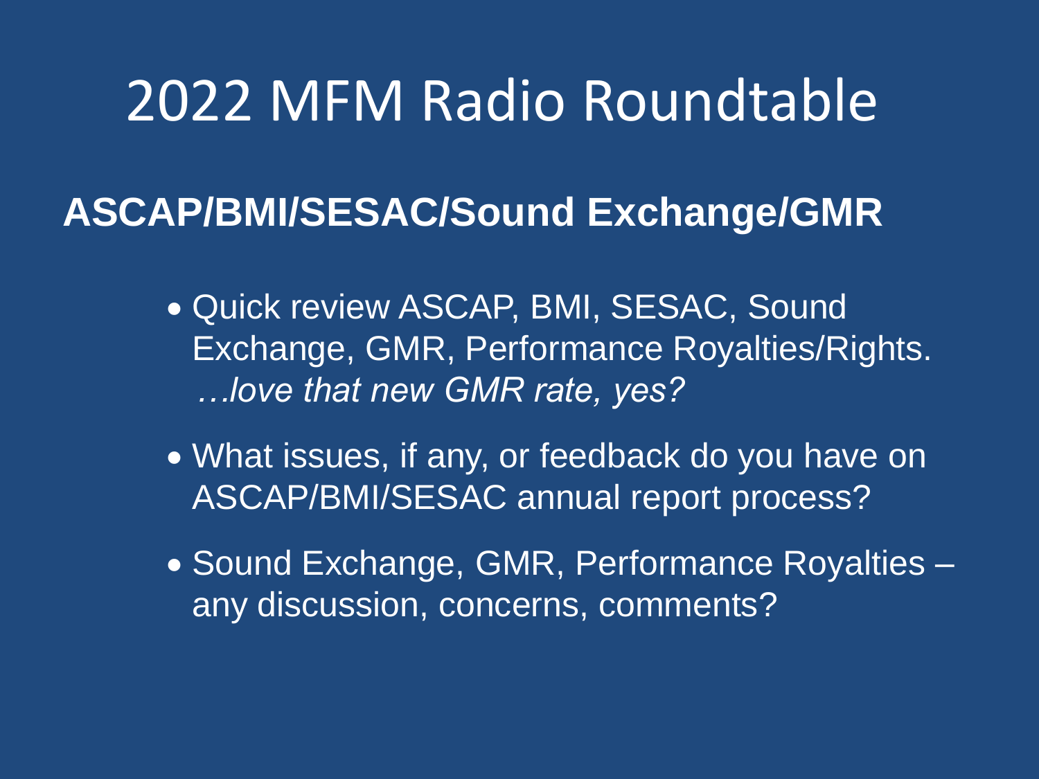# 2022 MFM Radio Roundtable

## ASCAP/BMI/SESAC/Sound Exchange/GMR

- Quick review ASCAP, BMI, SESAC, Sound Exchange, GMR, Performance Royalties/Rights. *…love that new GMR rate, yes?*
- What issues, if any, or feedback do you have on ASCAP/BMI/SESAC annual report process?
- Sound Exchange, GMR, Performance Royalties – any discussion, concerns, comments?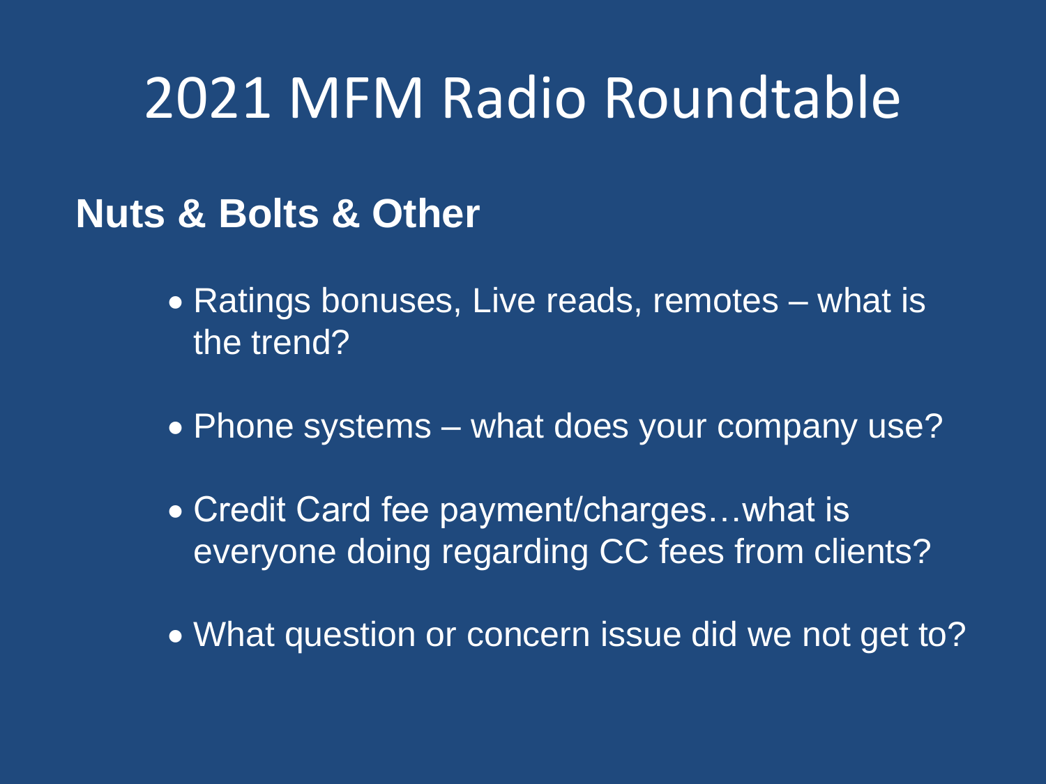# 2021 MFM Radio Roundtable

## Nuts & Bolts & Other

- Ratings bonuses, Live reads, remotes – what is the trend?
- Phone systems – what does your company use?
- Credit Card fee payment/charges…what is everyone doing regarding CC fees from clients?
- What question or concern issue did we not get to?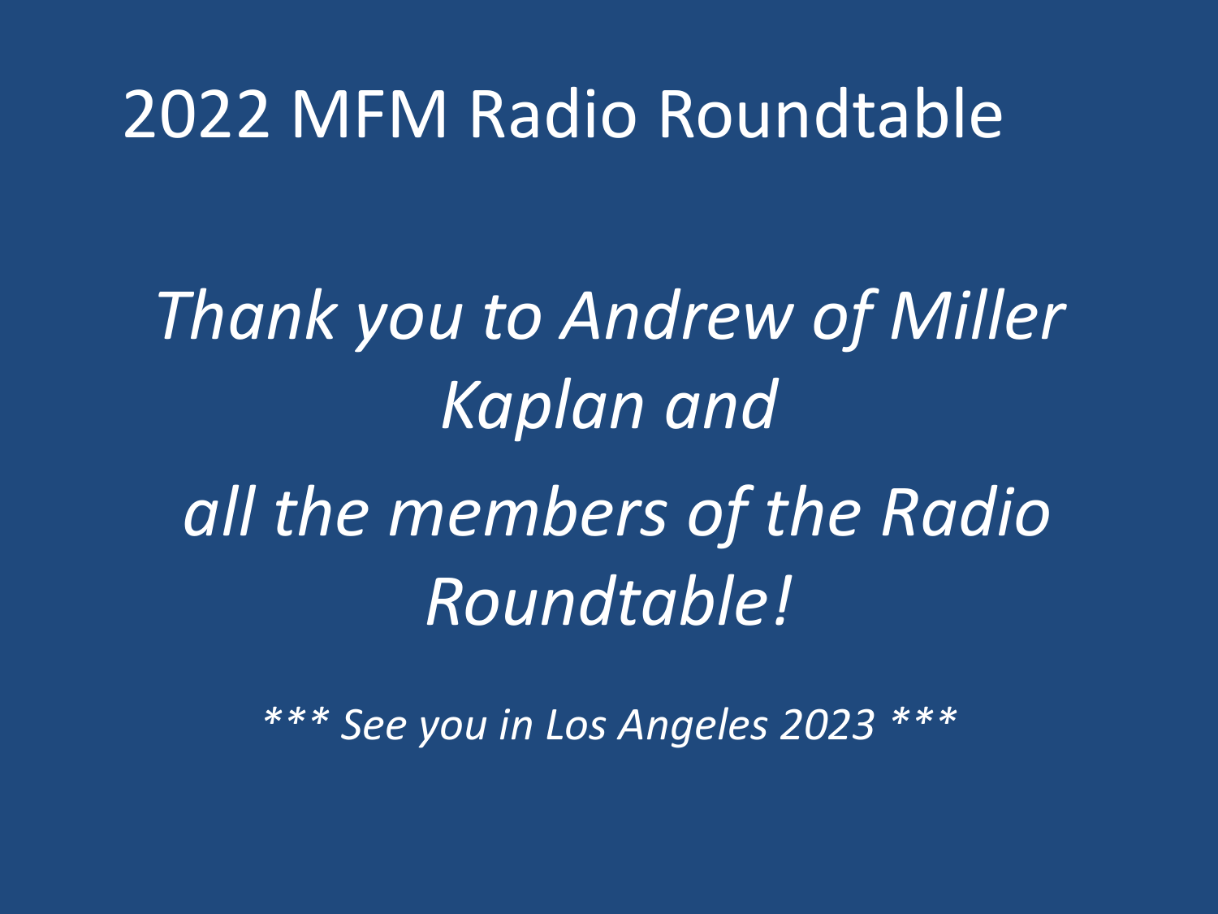# 2022 MFM Radio Roundtable

*Thank you to Andrew of Miller Kaplan and*

*all the members of the Radio Roundtable!*

**\*** See you in Los Angeles 2023 \*****

# 2022 MFM Radio Roundtable

*Thank you to Andrew of Miller Kaplan and*

*all the members of the Radio Roundtable!*

*** See you in Los Angeles 2023 ***